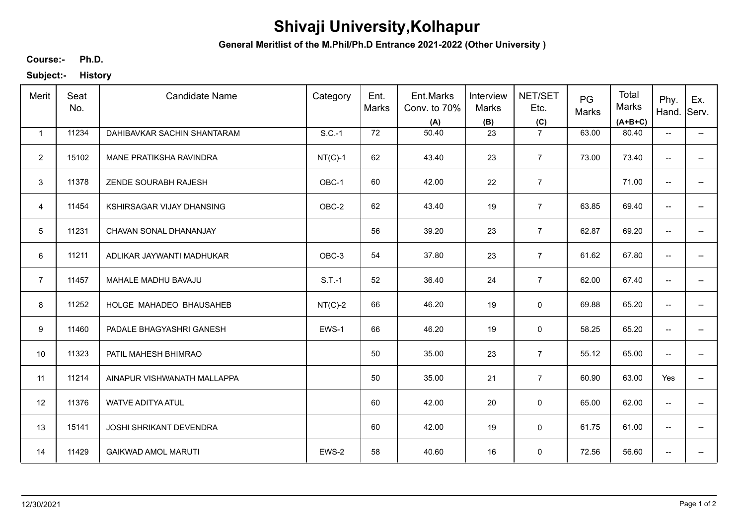# Shivaji University,Kolhapur

**General Meritlist of the M.Phil/Ph.D Entrance 2021-2022 (Other University )**

**Course:-** **Ph.D.**

**Subject:-** **History**

| Merit | Seat No. | Candidate Name | Category | Ent. Marks | Ent.Marks Conv. to 70% (A) | Interview Marks (B) | NET/SET Etc. (C) | PG Marks | Total Marks (A+B+C) | Phy. Hand. | Ex. Serv. |
|---|---|---|---|---|---|---|---|---|---|---|---|
| 1 | 11234 | DAHIBAVKAR SACHIN SHANTARAM | S.C.-1 | 72 | 50.40 | 23 | 7 | 63.00 | 80.40 | -- | -- |
| 2 | 15102 | MANE PRATIKSHA RAVINDRA | NT(C)-1 | 62 | 43.40 | 23 | 7 | 73.00 | 73.40 | -- | -- |
| 3 | 11378 | ZENDE SOURABH RAJESH | OBC-1 | 60 | 42.00 | 22 | 7 | | 71.00 | -- | -- |
| 4 | 11454 | KSHIRSAGAR VIJAY DHANSING | OBC-2 | 62 | 43.40 | 19 | 7 | 63.85 | 69.40 | -- | -- |
| 5 | 11231 | CHAVAN SONAL DHANANJAY | | 56 | 39.20 | 23 | 7 | 62.87 | 69.20 | -- | -- |
| 6 | 11211 | ADLIKAR JAYWANTI MADHUKAR | OBC-3 | 54 | 37.80 | 23 | 7 | 61.62 | 67.80 | -- | -- |
| 7 | 11457 | MAHALE MADHU BAVAJU | S.T.-1 | 52 | 36.40 | 24 | 7 | 62.00 | 67.40 | -- | -- |
| 8 | 11252 | HOLGE MAHADEO BHAUSAHEB | NT(C)-2 | 66 | 46.20 | 19 | 0 | 69.88 | 65.20 | -- | -- |
| 9 | 11460 | PADALE BHAGYASHRI GANESH | EWS-1 | 66 | 46.20 | 19 | 0 | 58.25 | 65.20 | -- | -- |
| 10 | 11323 | PATIL MAHESH BHIMRAO | | 50 | 35.00 | 23 | 7 | 55.12 | 65.00 | -- | -- |
| 11 | 11214 | AINAPUR VISHWANATH MALLAPPA | | 50 | 35.00 | 21 | 7 | 60.90 | 63.00 | Yes | -- |
| 12 | 11376 | WATVE ADITYA ATUL | | 60 | 42.00 | 20 | 0 | 65.00 | 62.00 | -- | -- |
| 13 | 15141 | JOSHI SHRIKANT DEVENDRA | | 60 | 42.00 | 19 | 0 | 61.75 | 61.00 | -- | -- |
| 14 | 11429 | GAIKWAD AMOL MARUTI | EWS-2 | 58 | 40.60 | 16 | 0 | 72.56 | 56.60 | -- | -- |

12/30/2021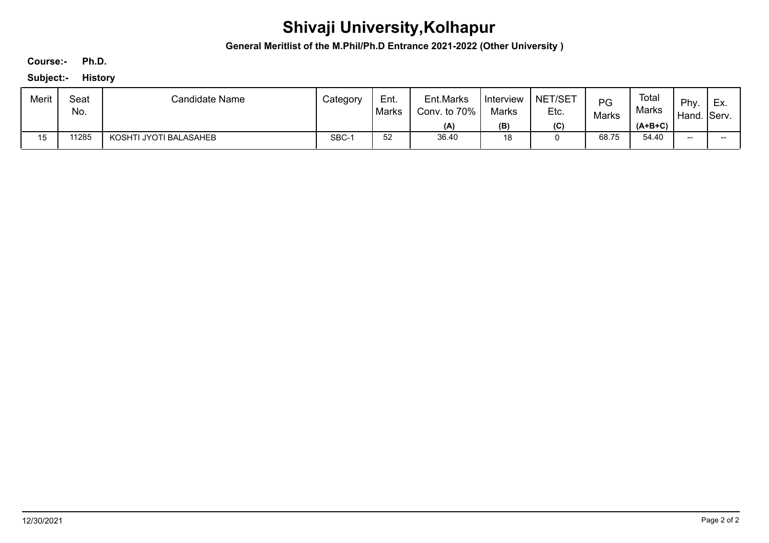# Shivaji University,Kolhapur

**General Meritlist of the M.Phil/Ph.D Entrance 2021-2022 (Other University )**

**Course:-** **Ph.D.**

**Subject:-** **History**

| Merit | Seat No. | Candidate Name | Category | Ent. Marks | Ent.Marks Conv. to 70% **(A)** | Interview Marks **(B)** | NET/SET Etc. **(C)** | PG Marks | Total Marks **(A+B+C)** | Phy. Hand. | Ex. Serv. |
|---|---|---|---|---|---|---|---|---|---|---|---|
| 15 | 11285 | KOSHTI JYOTI BALASAHEB | SBC-1 | 52 | 36.40 | 18 | 0 | 68.75 | 54.40 | -- | -- |

12/30/2021